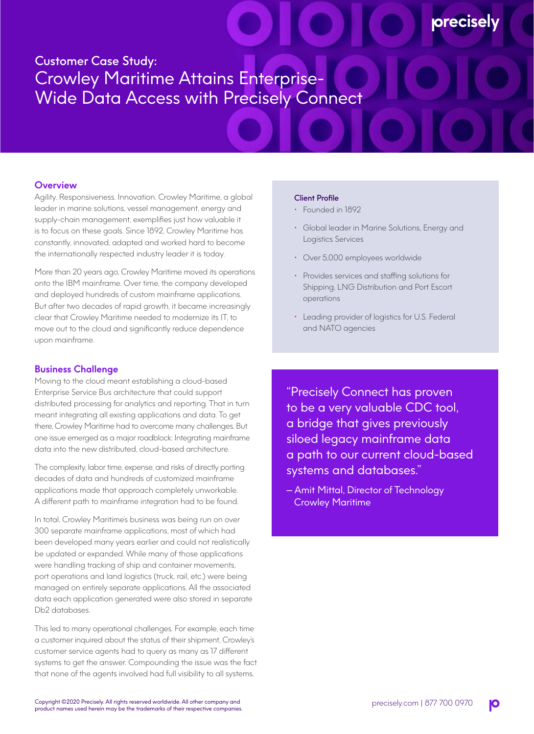# Customer Case Study: Crowley Maritime Attains Enterprise-Wide Data Access with Precisely Connect

## Overview

Agility. Responsiveness. Innovation. Crowley Maritime, a global leader in marine solutions, vessel management, energy and supply-chain management, exemplifies just how valuable it is to focus on these goals. Since 1892, Crowley Maritime has constantly, innovated, adapted and worked hard to become the internationally respected industry leader it is today.

More than 20 years ago, Crowley Maritime moved its operations onto the IBM mainframe. Over time, the company developed and deployed hundreds of custom mainframe applications. But after two decades of rapid growth, it became increasingly clear that Crowley Maritime needed to modernize its IT, to move out to the cloud and significantly reduce dependence upon mainframe.

## Business Challenge

Moving to the cloud meant establishing a cloud-based Enterprise Service Bus architecture that could support distributed processing for analytics and reporting. That in turn meant integrating all existing applications and data. To get there, Crowley Maritime had to overcome many challenges. But one issue emerged as a major roadblock: Integrating mainframe data into the new distributed, cloud-based architecture.

The complexity, labor time, expense, and risks of directly porting decades of data and hundreds of customized mainframe applications made that approach completely unworkable. A different path to mainframe integration had to be found.

In total, Crowley Maritime's business was being run on over 300 separate mainframe applications, most of which had been developed many years earlier and could not realistically be updated or expanded. While many of those applications were handling tracking of ship and container movements, port operations and land logistics (truck, rail, etc.) were being managed on entirely separate applications. All the associated data each application generated were also stored in separate Db2 databases.

This led to many operational challenges. For example, each time a customer inquired about the status of their shipment, Crowley's customer service agents had to query as many as 17 different systems to get the answer. Compounding the issue was the fact that none of the agents involved had full visibility to all systems.

### Client Profile

- Founded in 1892
- Global leader in Marine Solutions, Energy and Logistics Services
- Over 5,000 employees worldwide
- Provides services and staffing solutions for Shipping, LNG Distribution and Port Escort operations
- Leading provider of logistics for U.S. Federal and NATO agencies

> "Precisely Connect has proven to be a very valuable CDC tool, a bridge that gives previously siloed legacy mainframe data a path to our current cloud-based systems and databases."
>
> – Amit Mittal, Director of Technology Crowley Maritime

Copyright ©2020 Precisely. All rights reserved worldwide. All other company and product names used herein may be the trademarks of their respective companies.

precisely.com | 877 700 0970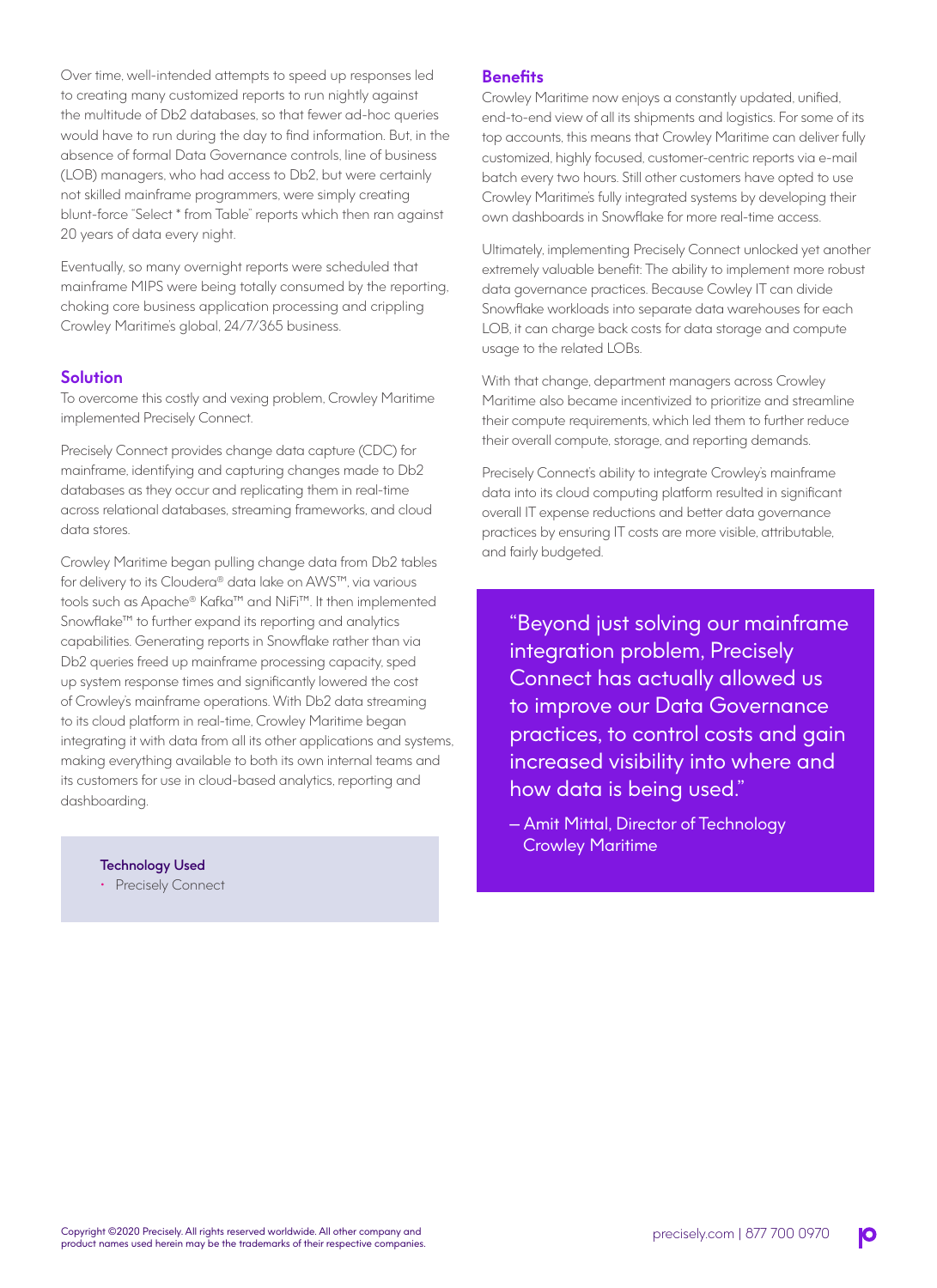Over time, well-intended attempts to speed up responses led to creating many customized reports to run nightly against the multitude of Db2 databases, so that fewer ad-hoc queries would have to run during the day to find information. But, in the absence of formal Data Governance controls, line of business (LOB) managers, who had access to Db2, but were certainly not skilled mainframe programmers, were simply creating blunt-force "Select * from Table" reports which then ran against 20 years of data every night.

Eventually, so many overnight reports were scheduled that mainframe MIPS were being totally consumed by the reporting, choking core business application processing and crippling Crowley Maritime's global, 24/7/365 business.

## Solution

To overcome this costly and vexing problem, Crowley Maritime implemented Precisely Connect.

Precisely Connect provides change data capture (CDC) for mainframe, identifying and capturing changes made to Db2 databases as they occur and replicating them in real-time across relational databases, streaming frameworks, and cloud data stores.

Crowley Maritime began pulling change data from Db2 tables for delivery to its Cloudera® data lake on AWS™, via various tools such as Apache® Kafka™ and NiFi™. It then implemented Snowflake™ to further expand its reporting and analytics capabilities. Generating reports in Snowflake rather than via Db2 queries freed up mainframe processing capacity, sped up system response times and significantly lowered the cost of Crowley's mainframe operations. With Db2 data streaming to its cloud platform in real-time, Crowley Maritime began integrating it with data from all its other applications and systems, making everything available to both its own internal teams and its customers for use in cloud-based analytics, reporting and dashboarding.

**Technology Used**

- Precisely Connect

## Benefits

Crowley Maritime now enjoys a constantly updated, unified, end-to-end view of all its shipments and logistics. For some of its top accounts, this means that Crowley Maritime can deliver fully customized, highly focused, customer-centric reports via e-mail batch every two hours. Still other customers have opted to use Crowley Maritime's fully integrated systems by developing their own dashboards in Snowflake for more real-time access.

Ultimately, implementing Precisely Connect unlocked yet another extremely valuable benefit: The ability to implement more robust data governance practices. Because Cowley IT can divide Snowflake workloads into separate data warehouses for each LOB, it can charge back costs for data storage and compute usage to the related LOBs.

With that change, department managers across Crowley Maritime also became incentivized to prioritize and streamline their compute requirements, which led them to further reduce their overall compute, storage, and reporting demands.

Precisely Connect's ability to integrate Crowley's mainframe data into its cloud computing platform resulted in significant overall IT expense reductions and better data governance practices by ensuring IT costs are more visible, attributable, and fairly budgeted.

> "Beyond just solving our mainframe integration problem, Precisely Connect has actually allowed us to improve our Data Governance practices, to control costs and gain increased visibility into where and how data is being used."
>
> – Amit Mittal, Director of Technology
> Crowley Maritime

Copyright ©2020 Precisely. All rights reserved worldwide. All other company and product names used herein may be the trademarks of their respective companies.

precisely.com | 877 700 0970